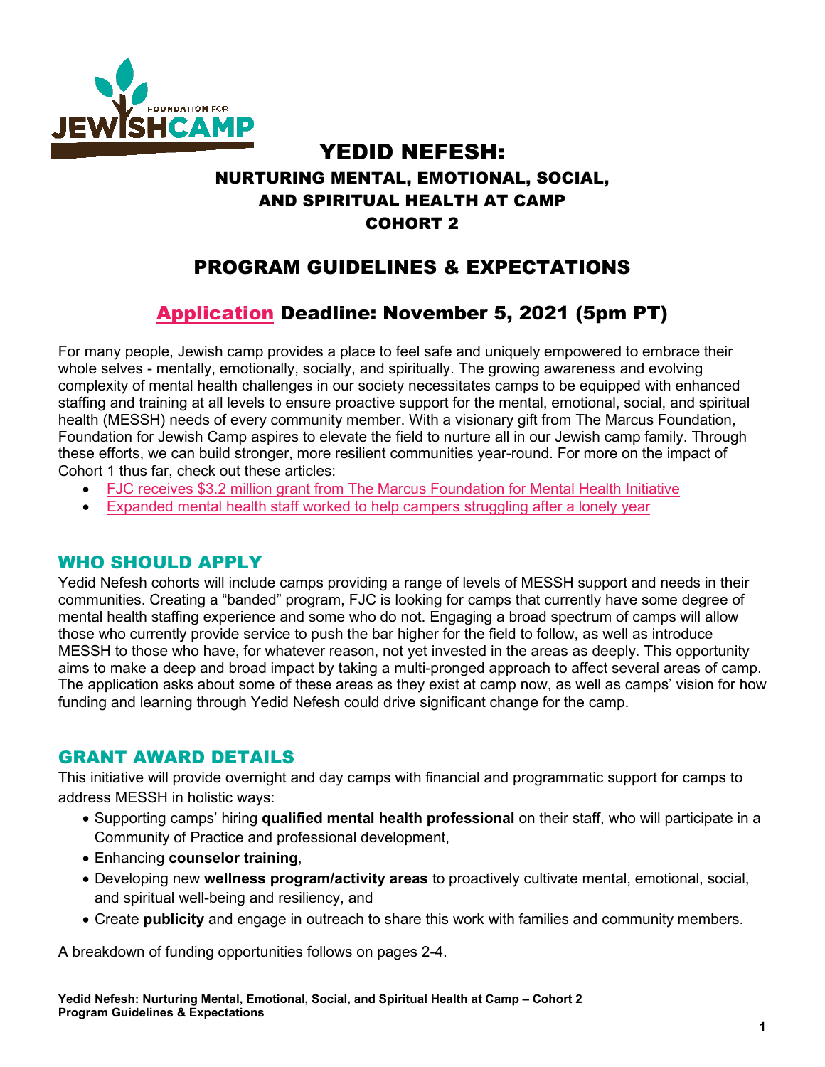# YEDID NEFESH:

## NURTURING MENTAL, EMOTIONAL, SOCIAL, AND SPIRITUAL HEALTH AT CAMP

## COHORT 2

## PROGRAM GUIDELINES & EXPECTATIONS

## Application Deadline: November 5, 2021 (5pm PT)

For many people, Jewish camp provides a place to feel safe and uniquely empowered to embrace their whole selves - mentally, emotionally, socially, and spiritually. The growing awareness and evolving complexity of mental health challenges in our society necessitates camps to be equipped with enhanced staffing and training at all levels to ensure proactive support for the mental, emotional, social, and spiritual health (MESSH) needs of every community member. With a visionary gift from The Marcus Foundation, Foundation for Jewish Camp aspires to elevate the field to nurture all in our Jewish camp family. Through these efforts, we can build stronger, more resilient communities year-round. For more on the impact of Cohort 1 thus far, check out these articles:

- FJC receives $3.2 million grant from The Marcus Foundation for Mental Health Initiative
- Expanded mental health staff worked to help campers struggling after a lonely year

## WHO SHOULD APPLY

Yedid Nefesh cohorts will include camps providing a range of levels of MESSH support and needs in their communities. Creating a "banded" program, FJC is looking for camps that currently have some degree of mental health staffing experience and some who do not. Engaging a broad spectrum of camps will allow those who currently provide service to push the bar higher for the field to follow, as well as introduce MESSH to those who have, for whatever reason, not yet invested in the areas as deeply. This opportunity aims to make a deep and broad impact by taking a multi-pronged approach to affect several areas of camp. The application asks about some of these areas as they exist at camp now, as well as camps' vision for how funding and learning through Yedid Nefesh could drive significant change for the camp.

## GRANT AWARD DETAILS

This initiative will provide overnight and day camps with financial and programmatic support for camps to address MESSH in holistic ways:

- Supporting camps' hiring **qualified mental health professional** on their staff, who will participate in a Community of Practice and professional development,
- Enhancing **counselor training**,
- Developing new **wellness program/activity areas** to proactively cultivate mental, emotional, social, and spiritual well-being and resiliency, and
- Create **publicity** and engage in outreach to share this work with families and community members.

A breakdown of funding opportunities follows on pages 2-4.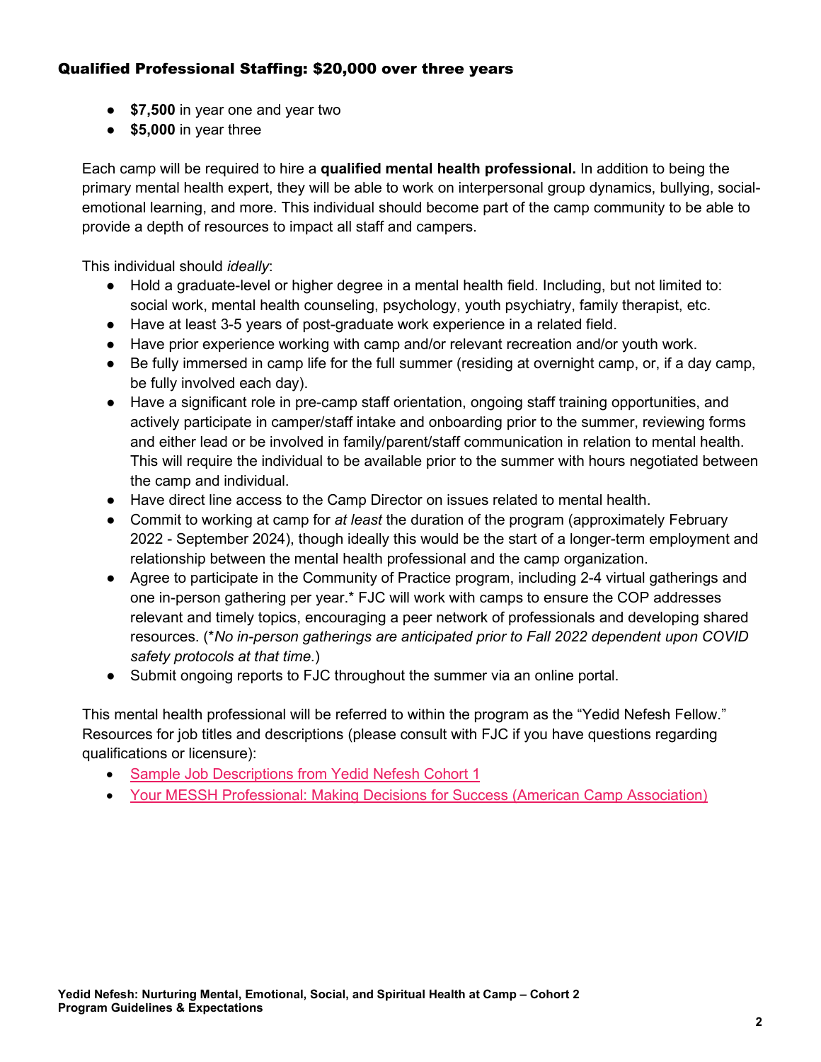### Qualified Professional Staffing: $20,000 over three years

- **$7,500** in year one and year two
- **$5,000** in year three

Each camp will be required to hire a **qualified mental health professional.** In addition to being the primary mental health expert, they will be able to work on interpersonal group dynamics, bullying, social-emotional learning, and more. This individual should become part of the camp community to be able to provide a depth of resources to impact all staff and campers.

This individual should *ideally*:

- Hold a graduate-level or higher degree in a mental health field. Including, but not limited to: social work, mental health counseling, psychology, youth psychiatry, family therapist, etc.
- Have at least 3-5 years of post-graduate work experience in a related field.
- Have prior experience working with camp and/or relevant recreation and/or youth work.
- Be fully immersed in camp life for the full summer (residing at overnight camp, or, if a day camp, be fully involved each day).
- Have a significant role in pre-camp staff orientation, ongoing staff training opportunities, and actively participate in camper/staff intake and onboarding prior to the summer, reviewing forms and either lead or be involved in family/parent/staff communication in relation to mental health. This will require the individual to be available prior to the summer with hours negotiated between the camp and individual.
- Have direct line access to the Camp Director on issues related to mental health.
- Commit to working at camp for *at least* the duration of the program (approximately February 2022 - September 2024), though ideally this would be the start of a longer-term employment and relationship between the mental health professional and the camp organization.
- Agree to participate in the Community of Practice program, including 2-4 virtual gatherings and one in-person gathering per year.* FJC will work with camps to ensure the COP addresses relevant and timely topics, encouraging a peer network of professionals and developing shared resources. (**No in-person gatherings are anticipated prior to Fall 2022 dependent upon COVID safety protocols at that time.*)
- Submit ongoing reports to FJC throughout the summer via an online portal.

This mental health professional will be referred to within the program as the "Yedid Nefesh Fellow." Resources for job titles and descriptions (please consult with FJC if you have questions regarding qualifications or licensure):

- Sample Job Descriptions from Yedid Nefesh Cohort 1
- Your MESSH Professional: Making Decisions for Success (American Camp Association)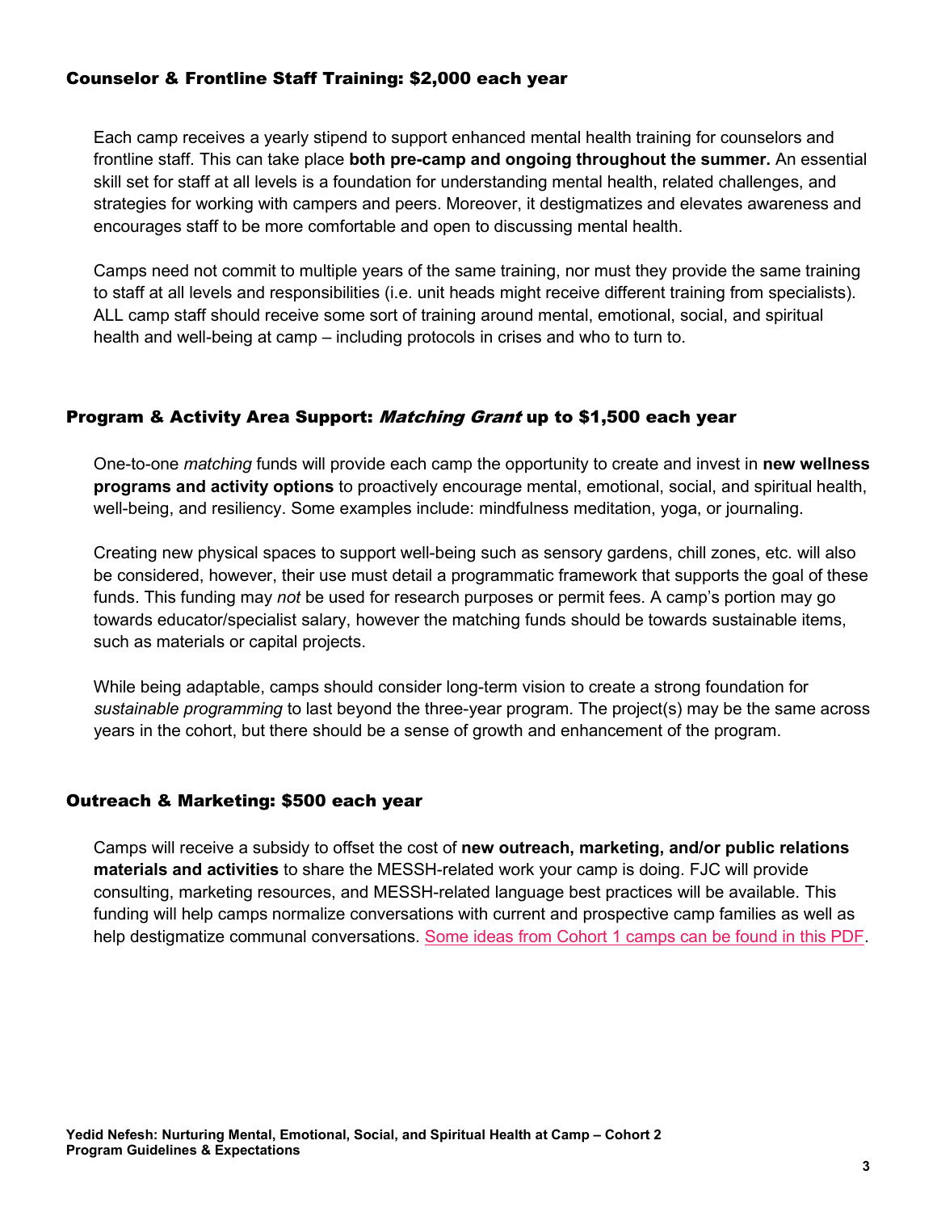### Counselor & Frontline Staff Training: $2,000 each year

Each camp receives a yearly stipend to support enhanced mental health training for counselors and frontline staff. This can take place **both pre-camp and ongoing throughout the summer.** An essential skill set for staff at all levels is a foundation for understanding mental health, related challenges, and strategies for working with campers and peers. Moreover, it destigmatizes and elevates awareness and encourages staff to be more comfortable and open to discussing mental health.

Camps need not commit to multiple years of the same training, nor must they provide the same training to staff at all levels and responsibilities (i.e. unit heads might receive different training from specialists). ALL camp staff should receive some sort of training around mental, emotional, social, and spiritual health and well-being at camp – including protocols in crises and who to turn to.

### Program & Activity Area Support: *Matching Grant* up to $1,500 each year

One-to-one *matching* funds will provide each camp the opportunity to create and invest in **new wellness programs and activity options** to proactively encourage mental, emotional, social, and spiritual health, well-being, and resiliency. Some examples include: mindfulness meditation, yoga, or journaling.

Creating new physical spaces to support well-being such as sensory gardens, chill zones, etc. will also be considered, however, their use must detail a programmatic framework that supports the goal of these funds. This funding may *not* be used for research purposes or permit fees. A camp's portion may go towards educator/specialist salary, however the matching funds should be towards sustainable items, such as materials or capital projects.

While being adaptable, camps should consider long-term vision to create a strong foundation for *sustainable programming* to last beyond the three-year program. The project(s) may be the same across years in the cohort, but there should be a sense of growth and enhancement of the program.

### Outreach & Marketing: $500 each year

Camps will receive a subsidy to offset the cost of **new outreach, marketing, and/or public relations materials and activities** to share the MESSH-related work your camp is doing. FJC will provide consulting, marketing resources, and MESSH-related language best practices will be available. This funding will help camps normalize conversations with current and prospective camp families as well as help destigmatize communal conversations. Some ideas from Cohort 1 camps can be found in this PDF.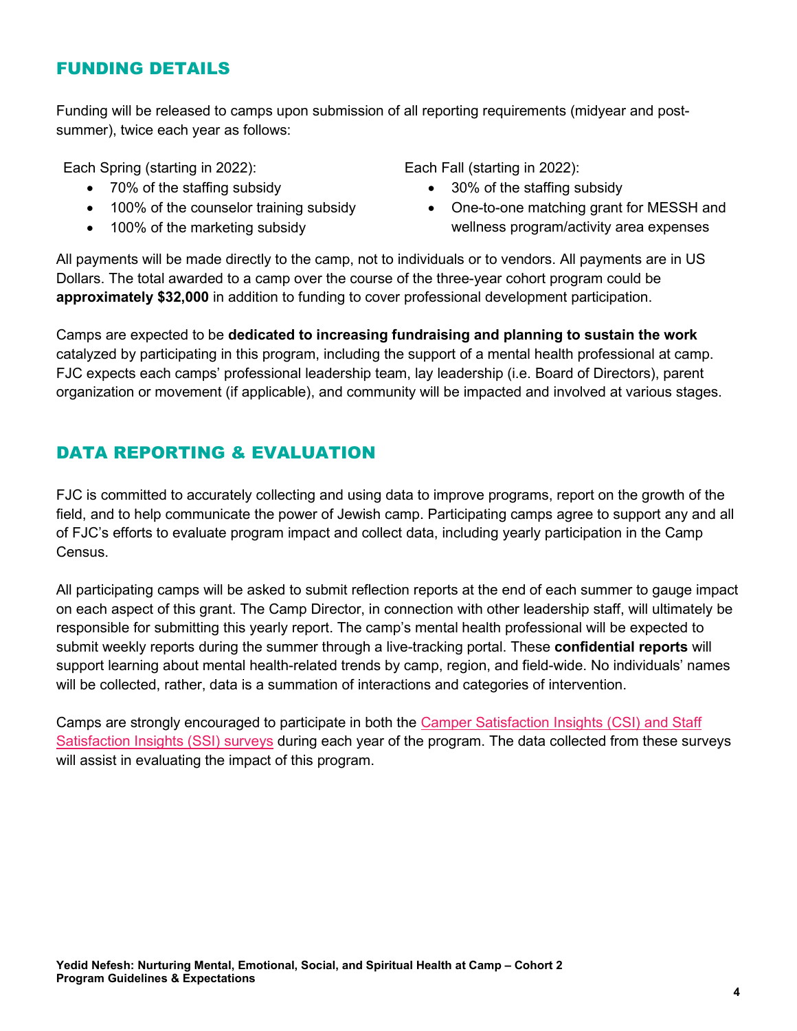## FUNDING DETAILS

Funding will be released to camps upon submission of all reporting requirements (midyear and post-summer), twice each year as follows:

Each Spring (starting in 2022):

- 70% of the staffing subsidy
- 100% of the counselor training subsidy
- 100% of the marketing subsidy

Each Fall (starting in 2022):

- 30% of the staffing subsidy
- One-to-one matching grant for MESSH and wellness program/activity area expenses

All payments will be made directly to the camp, not to individuals or to vendors. All payments are in US Dollars. The total awarded to a camp over the course of the three-year cohort program could be **approximately $32,000** in addition to funding to cover professional development participation.

Camps are expected to be **dedicated to increasing fundraising and planning to sustain the work** catalyzed by participating in this program, including the support of a mental health professional at camp. FJC expects each camps' professional leadership team, lay leadership (i.e. Board of Directors), parent organization or movement (if applicable), and community will be impacted and involved at various stages.

## DATA REPORTING & EVALUATION

FJC is committed to accurately collecting and using data to improve programs, report on the growth of the field, and to help communicate the power of Jewish camp. Participating camps agree to support any and all of FJC's efforts to evaluate program impact and collect data, including yearly participation in the Camp Census.

All participating camps will be asked to submit reflection reports at the end of each summer to gauge impact on each aspect of this grant. The Camp Director, in connection with other leadership staff, will ultimately be responsible for submitting this yearly report. The camp's mental health professional will be expected to submit weekly reports during the summer through a live-tracking portal. These **confidential reports** will support learning about mental health-related trends by camp, region, and field-wide. No individuals' names will be collected, rather, data is a summation of interactions and categories of intervention.

Camps are strongly encouraged to participate in both the Camper Satisfaction Insights (CSI) and Staff Satisfaction Insights (SSI) surveys during each year of the program. The data collected from these surveys will assist in evaluating the impact of this program.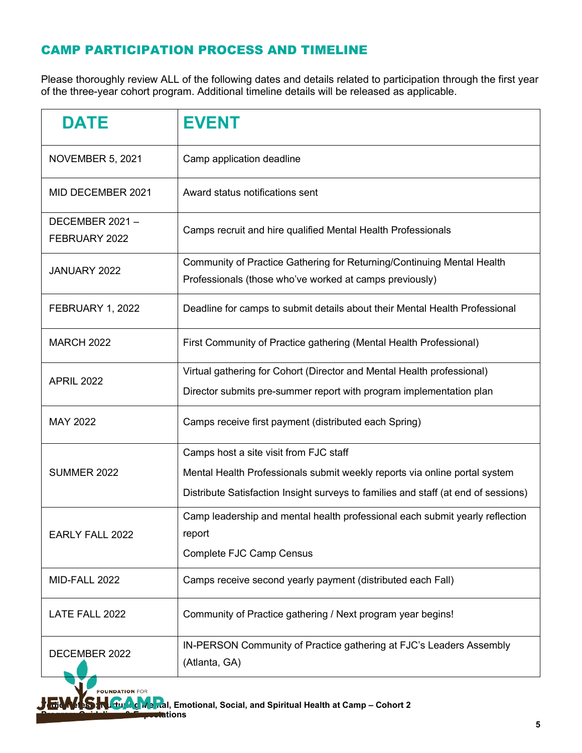## CAMP PARTICIPATION PROCESS AND TIMELINE

Please thoroughly review ALL of the following dates and details related to participation through the first year of the three-year cohort program. Additional timeline details will be released as applicable.

| DATE | EVENT |
|---|---|
| NOVEMBER 5, 2021 | Camp application deadline |
| MID DECEMBER 2021 | Award status notifications sent |
| DECEMBER 2021 – FEBRUARY 2022 | Camps recruit and hire qualified Mental Health Professionals |
| JANUARY 2022 | Community of Practice Gathering for Returning/Continuing Mental Health Professionals (those who've worked at camps previously) |
| FEBRUARY 1, 2022 | Deadline for camps to submit details about their Mental Health Professional |
| MARCH 2022 | First Community of Practice gathering (Mental Health Professional) |
| APRIL 2022 | Virtual gathering for Cohort (Director and Mental Health professional)<br>Director submits pre-summer report with program implementation plan |
| MAY 2022 | Camps receive first payment (distributed each Spring) |
| SUMMER 2022 | Camps host a site visit from FJC staff<br>Mental Health Professionals submit weekly reports via online portal system<br>Distribute Satisfaction Insight surveys to families and staff (at end of sessions) |
| EARLY FALL 2022 | Camp leadership and mental health professional each submit yearly reflection report<br>Complete FJC Camp Census |
| MID-FALL 2022 | Camps receive second yearly payment (distributed each Fall) |
| LATE FALL 2022 | Community of Practice gathering / Next program year begins! |
| DECEMBER 2022 | IN-PERSON Community of Practice gathering at FJC's Leaders Assembly (Atlanta, GA) |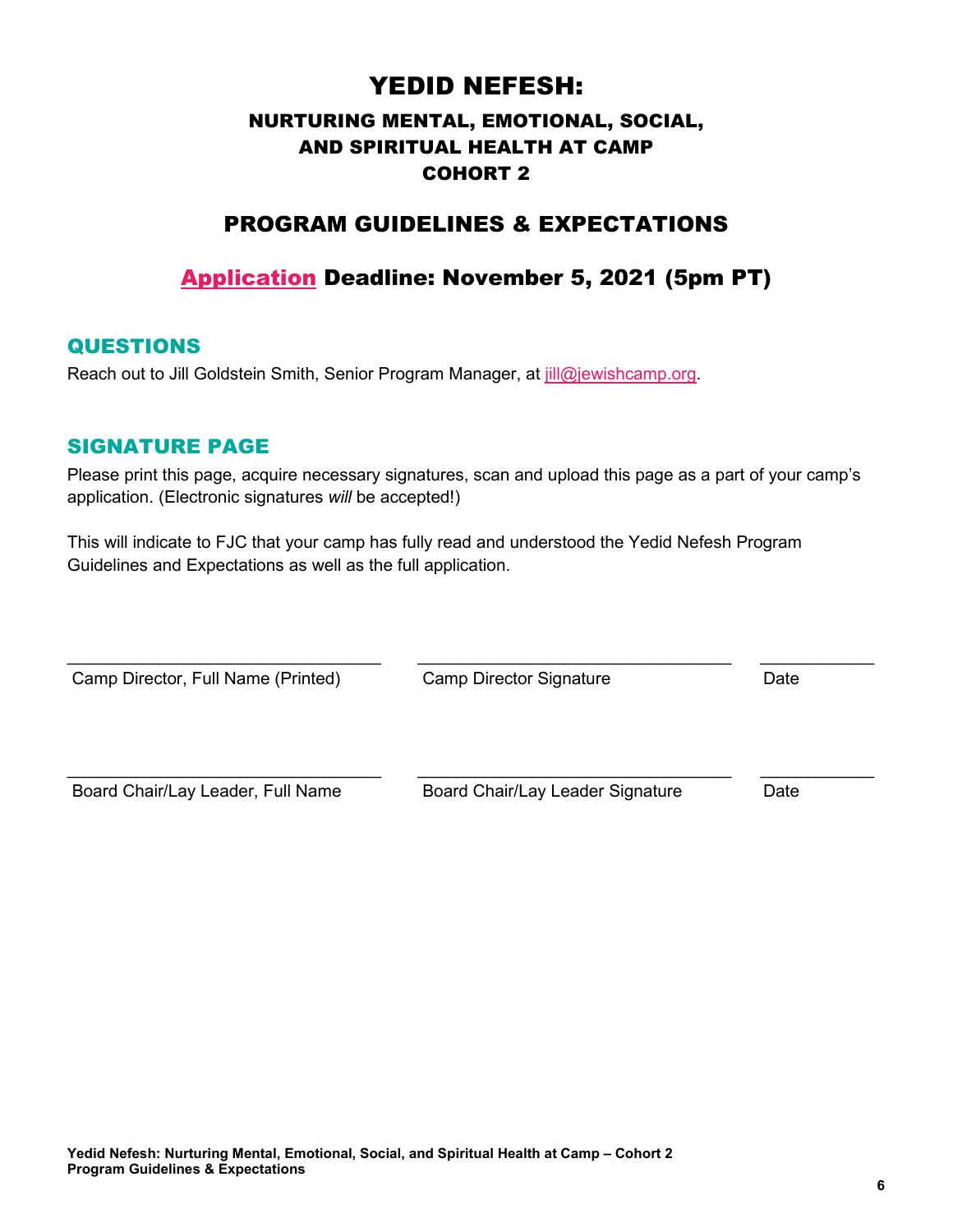# YEDID NEFESH:

## NURTURING MENTAL, EMOTIONAL, SOCIAL, AND SPIRITUAL HEALTH AT CAMP COHORT 2

## PROGRAM GUIDELINES & EXPECTATIONS

## Application Deadline: November 5, 2021 (5pm PT)

### QUESTIONS

Reach out to Jill Goldstein Smith, Senior Program Manager, at jill@jewishcamp.org.

### SIGNATURE PAGE

Please print this page, acquire necessary signatures, scan and upload this page as a part of your camp's application. (Electronic signatures *will* be accepted!)

This will indicate to FJC that your camp has fully read and understood the Yedid Nefesh Program Guidelines and Expectations as well as the full application.

| | | |
|---|---|---|
| ________________________________ | ________________________________ | ____________ |
| Camp Director, Full Name (Printed) | Camp Director Signature | Date |
| ________________________________ | ________________________________ | ____________ |
| Board Chair/Lay Leader, Full Name | Board Chair/Lay Leader Signature | Date |